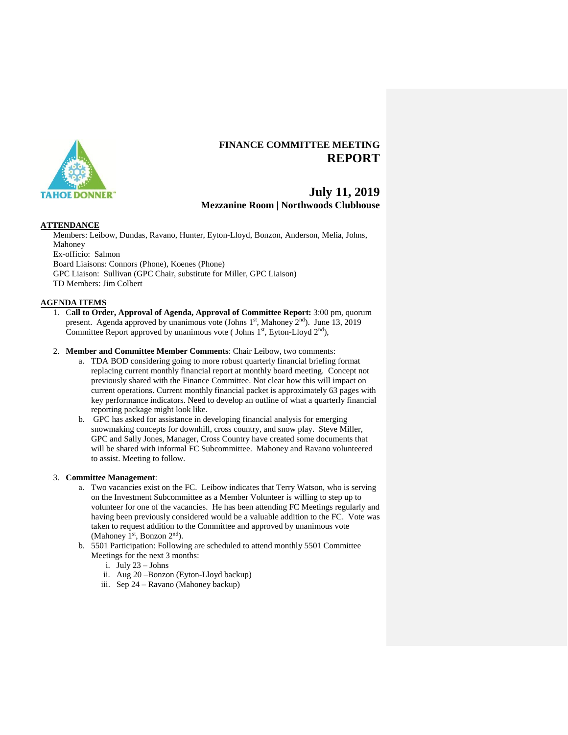# FINANCE COMMITTEE MEETING
# REPORT

## July 11, 2019
### Mezzanine Room | Northwoods Clubhouse

**ATTENDANCE**

Members: Leibow, Dundas, Ravano, Hunter, Eyton-Lloyd, Bonzon, Anderson, Melia, Johns, Mahoney
Ex-officio: Salmon
Board Liaisons: Connors (Phone), Koenes (Phone)
GPC Liaison: Sullivan (GPC Chair, substitute for Miller, GPC Liaison)
TD Members: Jim Colbert

**AGENDA ITEMS**

1. C**all to Order, Approval of Agenda, Approval of Committee Report:** 3:00 pm, quorum present. Agenda approved by unanimous vote (Johns 1st, Mahoney 2nd). June 13, 2019 Committee Report approved by unanimous vote ( Johns 1st, Eyton-Lloyd 2nd),

2. **Member and Committee Member Comments**: Chair Leibow, two comments:
   a. TDA BOD considering going to more robust quarterly financial briefing format replacing current monthly financial report at monthly board meeting. Concept not previously shared with the Finance Committee. Not clear how this will impact on current operations. Current monthly financial packet is approximately 63 pages with key performance indicators. Need to develop an outline of what a quarterly financial reporting package might look like.
   b. GPC has asked for assistance in developing financial analysis for emerging snowmaking concepts for downhill, cross country, and snow play. Steve Miller, GPC and Sally Jones, Manager, Cross Country have created some documents that will be shared with informal FC Subcommittee. Mahoney and Ravano volunteered to assist. Meeting to follow.

3. **Committee Management**:
   a. Two vacancies exist on the FC. Leibow indicates that Terry Watson, who is serving on the Investment Subcommittee as a Member Volunteer is willing to step up to volunteer for one of the vacancies. He has been attending FC Meetings regularly and having been previously considered would be a valuable addition to the FC. Vote was taken to request addition to the Committee and approved by unanimous vote (Mahoney 1st, Bonzon 2nd).
   b. 5501 Participation: Following are scheduled to attend monthly 5501 Committee Meetings for the next 3 months:
      i. July 23 – Johns
      ii. Aug 20 –Bonzon (Eyton-Lloyd backup)
      iii. Sep 24 – Ravano (Mahoney backup)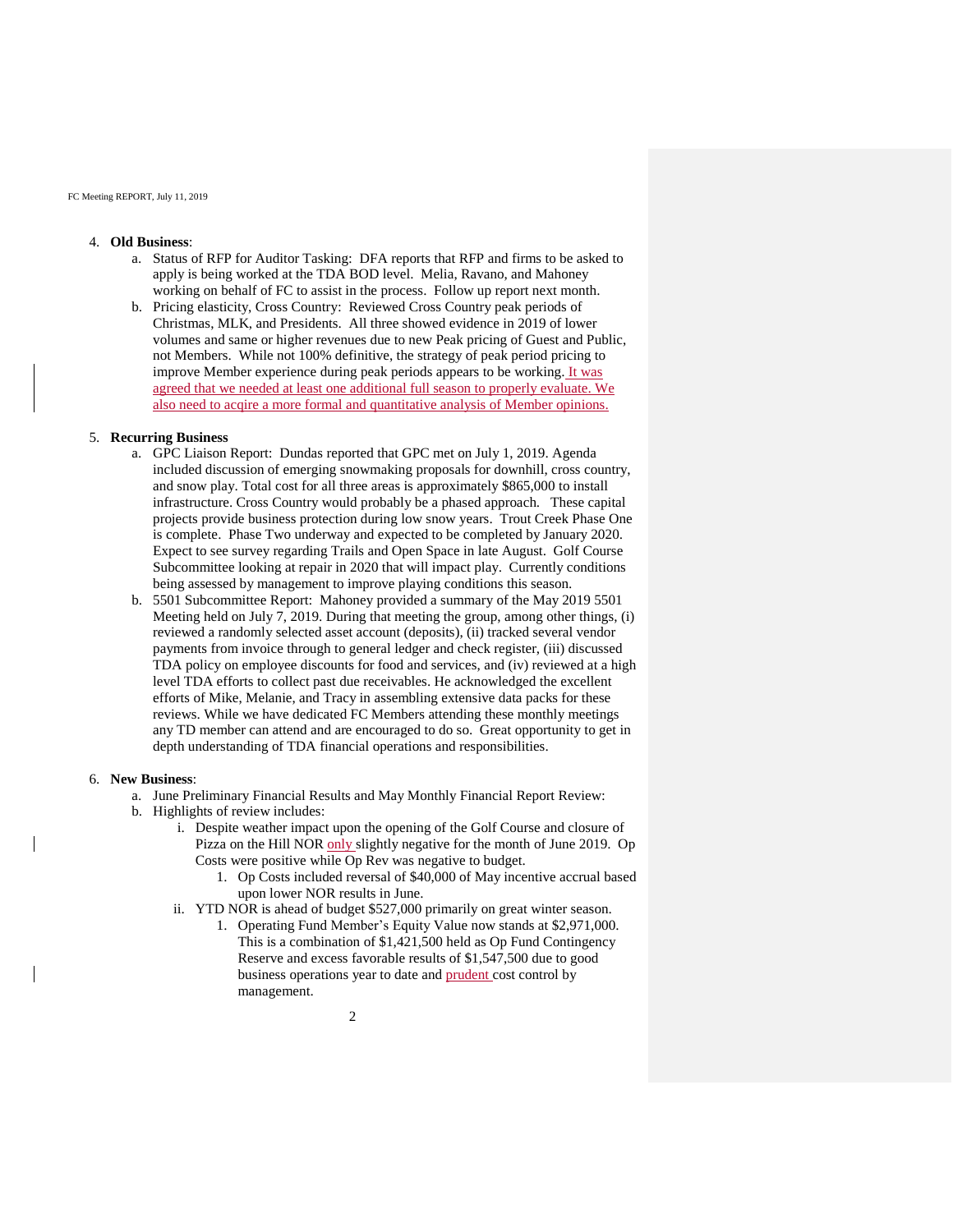4. **Old Business**:
    a. Status of RFP for Auditor Tasking: DFA reports that RFP and firms to be asked to apply is being worked at the TDA BOD level. Melia, Ravano, and Mahoney working on behalf of FC to assist in the process. Follow up report next month.
    b. Pricing elasticity, Cross Country: Reviewed Cross Country peak periods of Christmas, MLK, and Presidents. All three showed evidence in 2019 of lower volumes and same or higher revenues due to new Peak pricing of Guest and Public, not Members. While not 100% definitive, the strategy of peak period pricing to improve Member experience during peak periods appears to be working. It was agreed that we needed at least one additional full season to properly evaluate. We also need to acqire a more formal and quantitative analysis of Member opinions.

5. **Recurring Business**
    a. GPC Liaison Report: Dundas reported that GPC met on July 1, 2019. Agenda included discussion of emerging snowmaking proposals for downhill, cross country, and snow play. Total cost for all three areas is approximately $865,000 to install infrastructure. Cross Country would probably be a phased approach. These capital projects provide business protection during low snow years. Trout Creek Phase One is complete. Phase Two underway and expected to be completed by January 2020. Expect to see survey regarding Trails and Open Space in late August. Golf Course Subcommittee looking at repair in 2020 that will impact play. Currently conditions being assessed by management to improve playing conditions this season.
    b. 5501 Subcommittee Report: Mahoney provided a summary of the May 2019 5501 Meeting held on July 7, 2019. During that meeting the group, among other things, (i) reviewed a randomly selected asset account (deposits), (ii) tracked several vendor payments from invoice through to general ledger and check register, (iii) discussed TDA policy on employee discounts for food and services, and (iv) reviewed at a high level TDA efforts to collect past due receivables. He acknowledged the excellent efforts of Mike, Melanie, and Tracy in assembling extensive data packs for these reviews. While we have dedicated FC Members attending these monthly meetings any TD member can attend and are encouraged to do so. Great opportunity to get in depth understanding of TDA financial operations and responsibilities.

6. **New Business**:
    a. June Preliminary Financial Results and May Monthly Financial Report Review:
    b. Highlights of review includes:
        i. Despite weather impact upon the opening of the Golf Course and closure of Pizza on the Hill NOR only slightly negative for the month of June 2019. Op Costs were positive while Op Rev was negative to budget.
            1. Op Costs included reversal of $40,000 of May incentive accrual based upon lower NOR results in June.
        ii. YTD NOR is ahead of budget $527,000 primarily on great winter season.
            1. Operating Fund Member's Equity Value now stands at $2,971,000. This is a combination of $1,421,500 held as Op Fund Contingency Reserve and excess favorable results of $1,547,500 due to good business operations year to date and prudent cost control by management.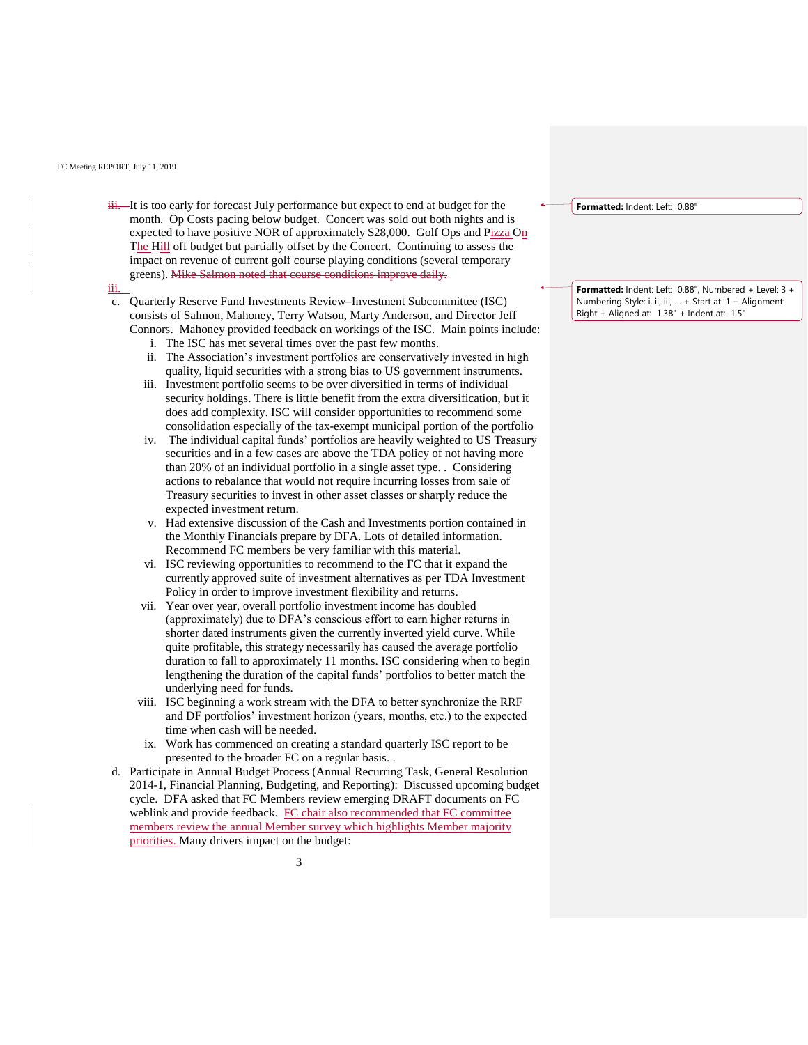iii. It is too early for forecast July performance but expect to end at budget for the month. Op Costs pacing below budget. Concert was sold out both nights and is expected to have positive NOR of approximately $28,000. Golf Ops and Pizza On The Hill off budget but partially offset by the Concert. Continuing to assess the impact on revenue of current golf course playing conditions (several temporary greens). ~~Mike Salmon noted that course conditions improve daily.~~

c. Quarterly Reserve Fund Investments Review–Investment Subcommittee (ISC) consists of Salmon, Mahoney, Terry Watson, Marty Anderson, and Director Jeff Connors. Mahoney provided feedback on workings of the ISC. Main points include:
   i. The ISC has met several times over the past few months.
   ii. The Association's investment portfolios are conservatively invested in high quality, liquid securities with a strong bias to US government instruments.
   iii. Investment portfolio seems to be over diversified in terms of individual security holdings. There is little benefit from the extra diversification, but it does add complexity. ISC will consider opportunities to recommend some consolidation especially of the tax-exempt municipal portion of the portfolio
   iv. The individual capital funds' portfolios are heavily weighted to US Treasury securities and in a few cases are above the TDA policy of not having more than 20% of an individual portfolio in a single asset type. . Considering actions to rebalance that would not require incurring losses from sale of Treasury securities to invest in other asset classes or sharply reduce the expected investment return.
   v. Had extensive discussion of the Cash and Investments portion contained in the Monthly Financials prepare by DFA. Lots of detailed information. Recommend FC members be very familiar with this material.
   vi. ISC reviewing opportunities to recommend to the FC that it expand the currently approved suite of investment alternatives as per TDA Investment Policy in order to improve investment flexibility and returns.
   vii. Year over year, overall portfolio investment income has doubled (approximately) due to DFA's conscious effort to earn higher returns in shorter dated instruments given the currently inverted yield curve. While quite profitable, this strategy necessarily has caused the average portfolio duration to fall to approximately 11 months. ISC considering when to begin lengthening the duration of the capital funds' portfolios to better match the underlying need for funds.
   viii. ISC beginning a work stream with the DFA to better synchronize the RRF and DF portfolios' investment horizon (years, months, etc.) to the expected time when cash will be needed.
   ix. Work has commenced on creating a standard quarterly ISC report to be presented to the broader FC on a regular basis. .

d. Participate in Annual Budget Process (Annual Recurring Task, General Resolution 2014-1, Financial Planning, Budgeting, and Reporting): Discussed upcoming budget cycle. DFA asked that FC Members review emerging DRAFT documents on FC weblink and provide feedback. FC chair also recommended that FC committee members review the annual Member survey which highlights Member majority priorities. Many drivers impact on the budget: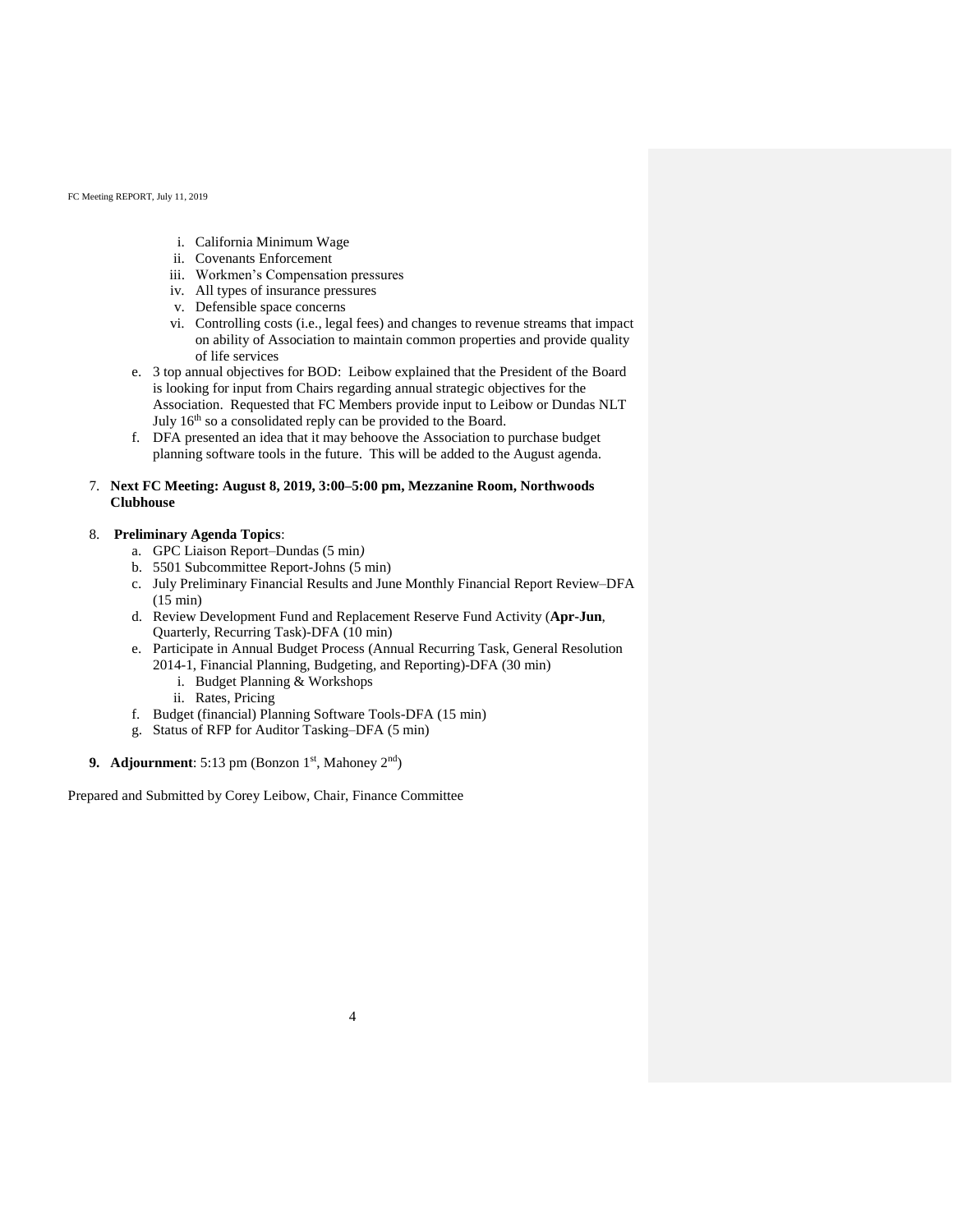i. California Minimum Wage
ii. Covenants Enforcement
iii. Workmen's Compensation pressures
iv. All types of insurance pressures
v. Defensible space concerns
vi. Controlling costs (i.e., legal fees) and changes to revenue streams that impact on ability of Association to maintain common properties and provide quality of life services

e. 3 top annual objectives for BOD: Leibow explained that the President of the Board is looking for input from Chairs regarding annual strategic objectives for the Association. Requested that FC Members provide input to Leibow or Dundas NLT July 16th so a consolidated reply can be provided to the Board.

f. DFA presented an idea that it may behoove the Association to purchase budget planning software tools in the future. This will be added to the August agenda.

7. **Next FC Meeting: August 8, 2019, 3:00–5:00 pm, Mezzanine Room, Northwoods Clubhouse**

8. **Preliminary Agenda Topics**:
   a. GPC Liaison Report–Dundas (5 min*)*
   b. 5501 Subcommittee Report-Johns (5 min)
   c. July Preliminary Financial Results and June Monthly Financial Report Review–DFA (15 min)
   d. Review Development Fund and Replacement Reserve Fund Activity (**Apr-Jun**, Quarterly, Recurring Task)-DFA (10 min)
   e. Participate in Annual Budget Process (Annual Recurring Task, General Resolution 2014-1, Financial Planning, Budgeting, and Reporting)-DFA (30 min)
      i. Budget Planning & Workshops
      ii. Rates, Pricing
   f. Budget (financial) Planning Software Tools-DFA (15 min)
   g. Status of RFP for Auditor Tasking–DFA (5 min)

**9. Adjournment**: 5:13 pm (Bonzon 1st, Mahoney 2nd)

Prepared and Submitted by Corey Leibow, Chair, Finance Committee